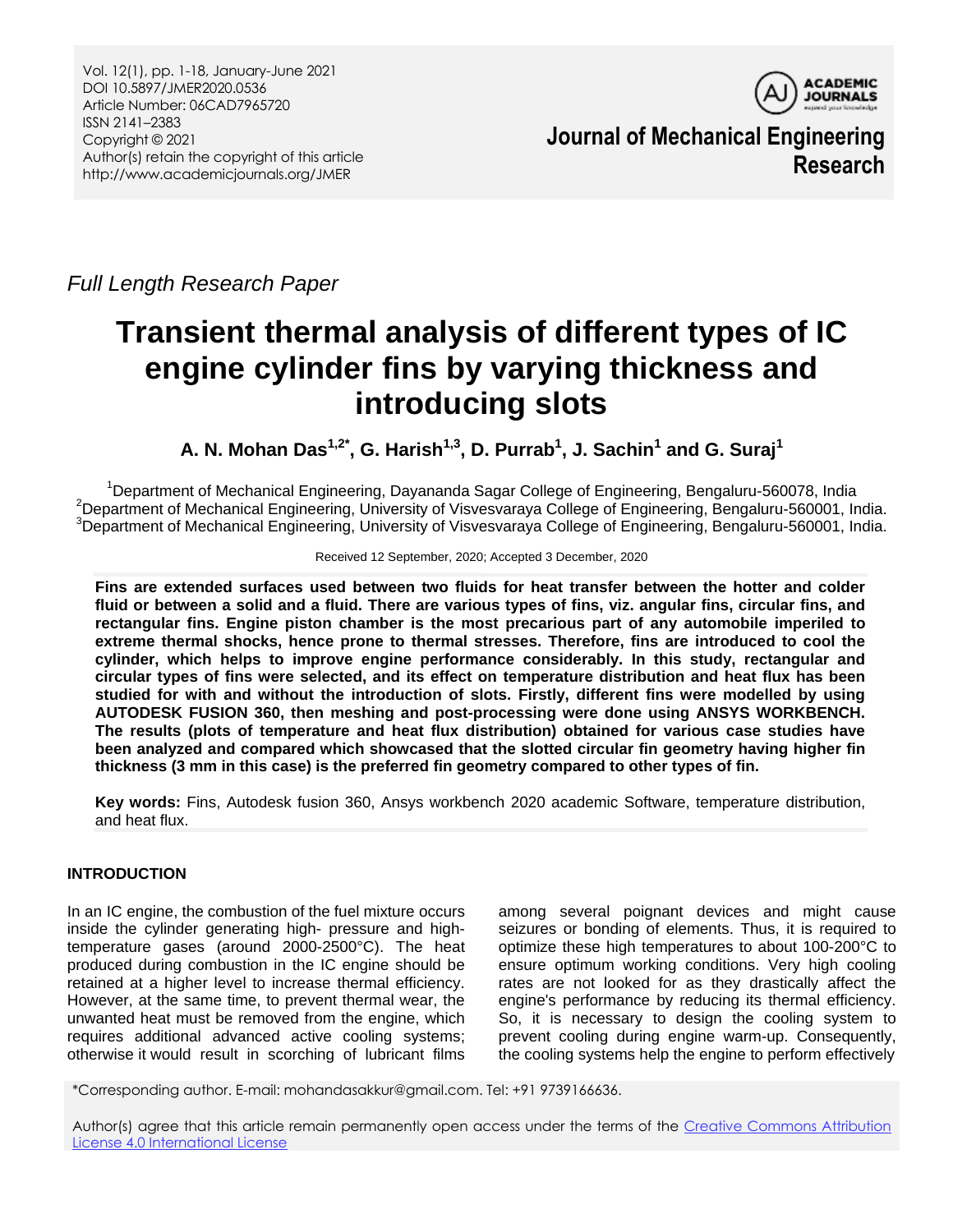Full Length Research Paper

# Transient thermal analysis of different types of IC engine cylinder fins by varying thickness and introducing slots

**A. N. Mohan Das[1,2*], G. Harish[1,3], D. Purrab[1], J. Sachin[1] and G. Suraj[1]**

[1]Department of Mechanical Engineering, Dayananda Sagar College of Engineering, Bengaluru-560078, India
[2]Department of Mechanical Engineering, University of Visvesvaraya College of Engineering, Bengaluru-560001, India.
[3]Department of Mechanical Engineering, University of Visvesvaraya College of Engineering, Bengaluru-560001, India.

Received 12 September, 2020; Accepted 3 December, 2020

**Fins are extended surfaces used between two fluids for heat transfer between the hotter and colder fluid or between a solid and a fluid. There are various types of fins, viz. angular fins, circular fins, and rectangular fins. Engine piston chamber is the most precarious part of any automobile imperiled to extreme thermal shocks, hence prone to thermal stresses. Therefore, fins are introduced to cool the cylinder, which helps to improve engine performance considerably. In this study, rectangular and circular types of fins were selected, and its effect on temperature distribution and heat flux has been studied for with and without the introduction of slots. Firstly, different fins were modelled by using AUTODESK FUSION 360, then meshing and post-processing were done using ANSYS WORKBENCH. The results (plots of temperature and heat flux distribution) obtained for various case studies have been analyzed and compared which showcased that the slotted circular fin geometry having higher fin thickness (3 mm in this case) is the preferred fin geometry compared to other types of fin.**

**Key words:** Fins, Autodesk fusion 360, Ansys workbench 2020 academic Software, temperature distribution, and heat flux.

## INTRODUCTION

In an IC engine, the combustion of the fuel mixture occurs inside the cylinder generating high- pressure and high-temperature gases (around 2000-2500°C). The heat produced during combustion in the IC engine should be retained at a higher level to increase thermal efficiency. However, at the same time, to prevent thermal wear, the unwanted heat must be removed from the engine, which requires additional advanced active cooling systems; otherwise it would result in scorching of lubricant films among several poignant devices and might cause seizures or bonding of elements. Thus, it is required to optimize these high temperatures to about 100-200°C to ensure optimum working conditions. Very high cooling rates are not looked for as they drastically affect the engine's performance by reducing its thermal efficiency. So, it is necessary to design the cooling system to prevent cooling during engine warm-up. Consequently, the cooling systems help the engine to perform effectively

*Corresponding author. E-mail: mohandasakkur@gmail.com. Tel: +91 9739166636.

Author(s) agree that this article remain permanently open access under the terms of the Creative Commons Attribution License 4.0 International License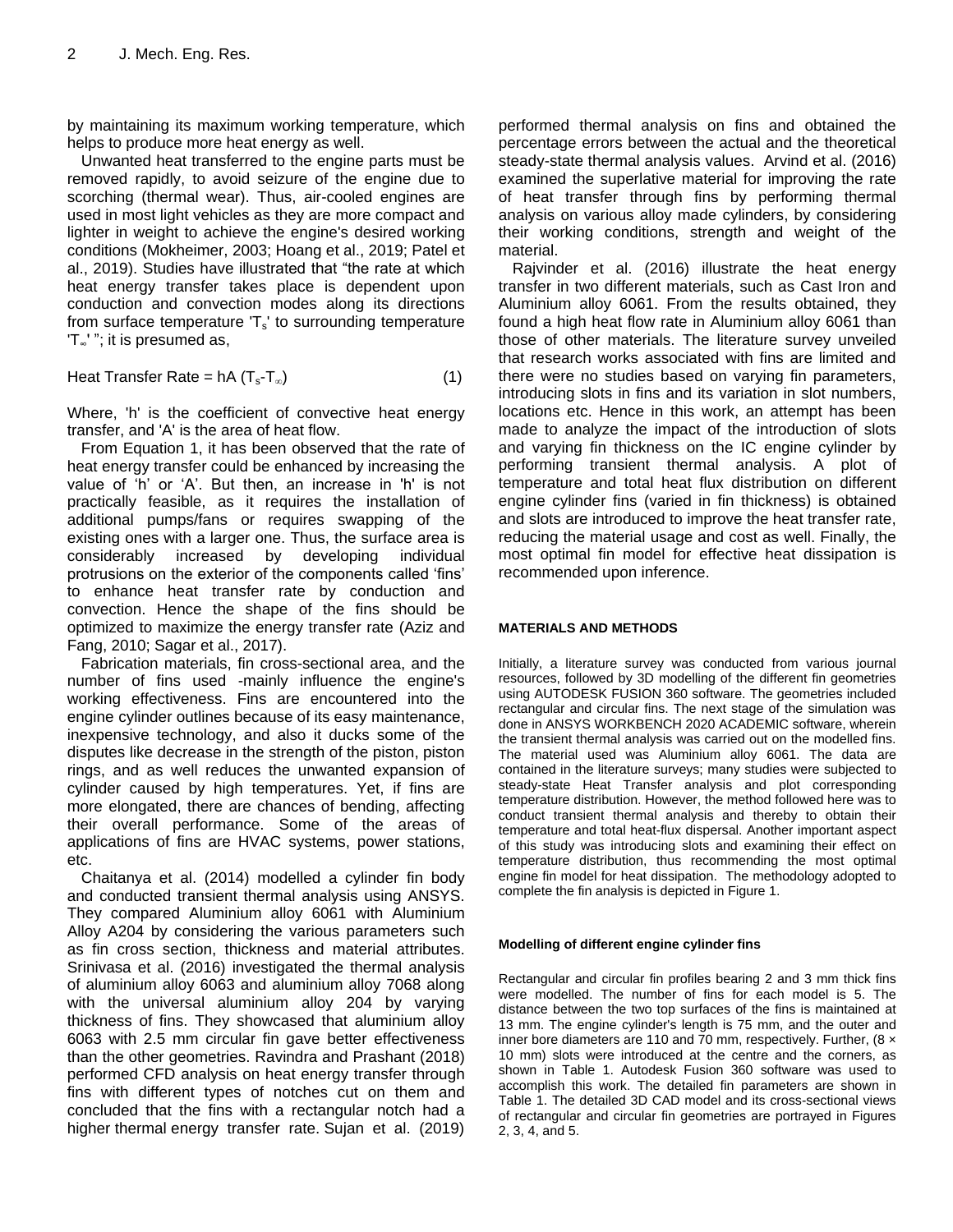by maintaining its maximum working temperature, which helps to produce more heat energy as well.

Unwanted heat transferred to the engine parts must be removed rapidly, to avoid seizure of the engine due to scorching (thermal wear). Thus, air-cooled engines are used in most light vehicles as they are more compact and lighter in weight to achieve the engine's desired working conditions (Mokheimer, 2003; Hoang et al., 2019; Patel et al., 2019). Studies have illustrated that "the rate at which heat energy transfer takes place is dependent upon conduction and convection modes along its directions from surface temperature '$T_s$' to surrounding temperature '$T_\infty$' "; it is presumed as,

$$\text{Heat Transfer Rate} = hA\,(T_s - T_\infty) \tag{1}$$

Where, 'h' is the coefficient of convective heat energy transfer, and 'A' is the area of heat flow.

From Equation 1, it has been observed that the rate of heat energy transfer could be enhanced by increasing the value of 'h' or 'A'. But then, an increase in 'h' is not practically feasible, as it requires the installation of additional pumps/fans or requires swapping of the existing ones with a larger one. Thus, the surface area is considerably increased by developing individual protrusions on the exterior of the components called 'fins' to enhance heat transfer rate by conduction and convection. Hence the shape of the fins should be optimized to maximize the energy transfer rate (Aziz and Fang, 2010; Sagar et al., 2017).

Fabrication materials, fin cross-sectional area, and the number of fins used -mainly influence the engine's working effectiveness. Fins are encountered into the engine cylinder outlines because of its easy maintenance, inexpensive technology, and also it ducks some of the disputes like decrease in the strength of the piston, piston rings, and as well reduces the unwanted expansion of cylinder caused by high temperatures. Yet, if fins are more elongated, there are chances of bending, affecting their overall performance. Some of the areas of applications of fins are HVAC systems, power stations, etc.

Chaitanya et al. (2014) modelled a cylinder fin body and conducted transient thermal analysis using ANSYS. They compared Aluminium alloy 6061 with Aluminium Alloy A204 by considering the various parameters such as fin cross section, thickness and material attributes. Srinivasa et al. (2016) investigated the thermal analysis of aluminium alloy 6063 and aluminium alloy 7068 along with the universal aluminium alloy 204 by varying thickness of fins. They showcased that aluminium alloy 6063 with 2.5 mm circular fin gave better effectiveness than the other geometries. Ravindra and Prashant (2018) performed CFD analysis on heat energy transfer through fins with different types of notches cut on them and concluded that the fins with a rectangular notch had a higher thermal energy transfer rate. Sujan et al. (2019) performed thermal analysis on fins and obtained the percentage errors between the actual and the theoretical steady-state thermal analysis values. Arvind et al. (2016) examined the superlative material for improving the rate of heat transfer through fins by performing thermal analysis on various alloy made cylinders, by considering their working conditions, strength and weight of the material.

Rajvinder et al. (2016) illustrate the heat energy transfer in two different materials, such as Cast Iron and Aluminium alloy 6061. From the results obtained, they found a high heat flow rate in Aluminium alloy 6061 than those of other materials. The literature survey unveiled that research works associated with fins are limited and there were no studies based on varying fin parameters, introducing slots in fins and its variation in slot numbers, locations etc. Hence in this work, an attempt has been made to analyze the impact of the introduction of slots and varying fin thickness on the IC engine cylinder by performing transient thermal analysis. A plot of temperature and total heat flux distribution on different engine cylinder fins (varied in fin thickness) is obtained and slots are introduced to improve the heat transfer rate, reducing the material usage and cost as well. Finally, the most optimal fin model for effective heat dissipation is recommended upon inference.

## MATERIALS AND METHODS

Initially, a literature survey was conducted from various journal resources, followed by 3D modelling of the different fin geometries using AUTODESK FUSION 360 software. The geometries included rectangular and circular fins. The next stage of the simulation was done in ANSYS WORKBENCH 2020 ACADEMIC software, wherein the transient thermal analysis was carried out on the modelled fins. The material used was Aluminium alloy 6061. The data are contained in the literature surveys; many studies were subjected to steady-state Heat Transfer analysis and plot corresponding temperature distribution. However, the method followed here was to conduct transient thermal analysis and thereby to obtain their temperature and total heat-flux dispersal. Another important aspect of this study was introducing slots and examining their effect on temperature distribution, thus recommending the most optimal engine fin model for heat dissipation. The methodology adopted to complete the fin analysis is depicted in Figure 1.

### Modelling of different engine cylinder fins

Rectangular and circular fin profiles bearing 2 and 3 mm thick fins were modelled. The number of fins for each model is 5. The distance between the two top surfaces of the fins is maintained at 13 mm. The engine cylinder's length is 75 mm, and the outer and inner bore diameters are 110 and 70 mm, respectively. Further, (8 × 10 mm) slots were introduced at the centre and the corners, as shown in Table 1. Autodesk Fusion 360 software was used to accomplish this work. The detailed fin parameters are shown in Table 1. The detailed 3D CAD model and its cross-sectional views of rectangular and circular fin geometries are portrayed in Figures 2, 3, 4, and 5.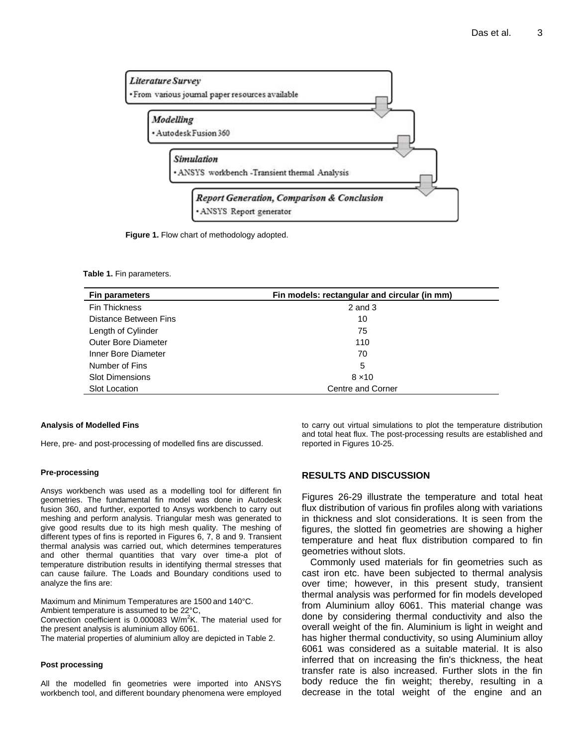Figure 1. Flow chart of methodology adopted.

**Table 1.** Fin parameters.

| Fin parameters | Fin models: rectangular and circular (in mm) |
|---|---|
| Fin Thickness | 2 and 3 |
| Distance Between Fins | 10 |
| Length of Cylinder | 75 |
| Outer Bore Diameter | 110 |
| Inner Bore Diameter | 70 |
| Number of Fins | 5 |
| Slot Dimensions | 8 ×10 |
| Slot Location | Centre and Corner |

#### Analysis of Modelled Fins

Here, pre- and post-processing of modelled fins are discussed.

#### Pre-processing

Ansys workbench was used as a modelling tool for different fin geometries. The fundamental fin model was done in Autodesk fusion 360, and further, exported to Ansys workbench to carry out meshing and perform analysis. Triangular mesh was generated to give good results due to its high mesh quality. The meshing of different types of fins is reported in Figures 6, 7, 8 and 9. Transient thermal analysis was carried out, which determines temperatures and other thermal quantities that vary over time-a plot of temperature distribution results in identifying thermal stresses that can cause failure. The Loads and Boundary conditions used to analyze the fins are:

Maximum and Minimum Temperatures are 1500 and 140°C.
Ambient temperature is assumed to be 22°C,
Convection coefficient is 0.000083 W/m$^2$K. The material used for the present analysis is aluminium alloy 6061.
The material properties of aluminium alloy are depicted in Table 2.

#### Post processing

All the modelled fin geometries were imported into ANSYS workbench tool, and different boundary phenomena were employed to carry out virtual simulations to plot the temperature distribution and total heat flux. The post-processing results are established and reported in Figures 10-25.

## RESULTS AND DISCUSSION

Figures 26-29 illustrate the temperature and total heat flux distribution of various fin profiles along with variations in thickness and slot considerations. It is seen from the figures, the slotted fin geometries are showing a higher temperature and heat flux distribution compared to fin geometries without slots.

Commonly used materials for fin geometries such as cast iron etc. have been subjected to thermal analysis over time; however, in this present study, transient thermal analysis was performed for fin models developed from Aluminium alloy 6061. This material change was done by considering thermal conductivity and also the overall weight of the fin. Aluminium is light in weight and has higher thermal conductivity, so using Aluminium alloy 6061 was considered as a suitable material. It is also inferred that on increasing the fin's thickness, the heat transfer rate is also increased. Further slots in the fin body reduce the fin weight; thereby, resulting in a decrease in the total weight of the engine and an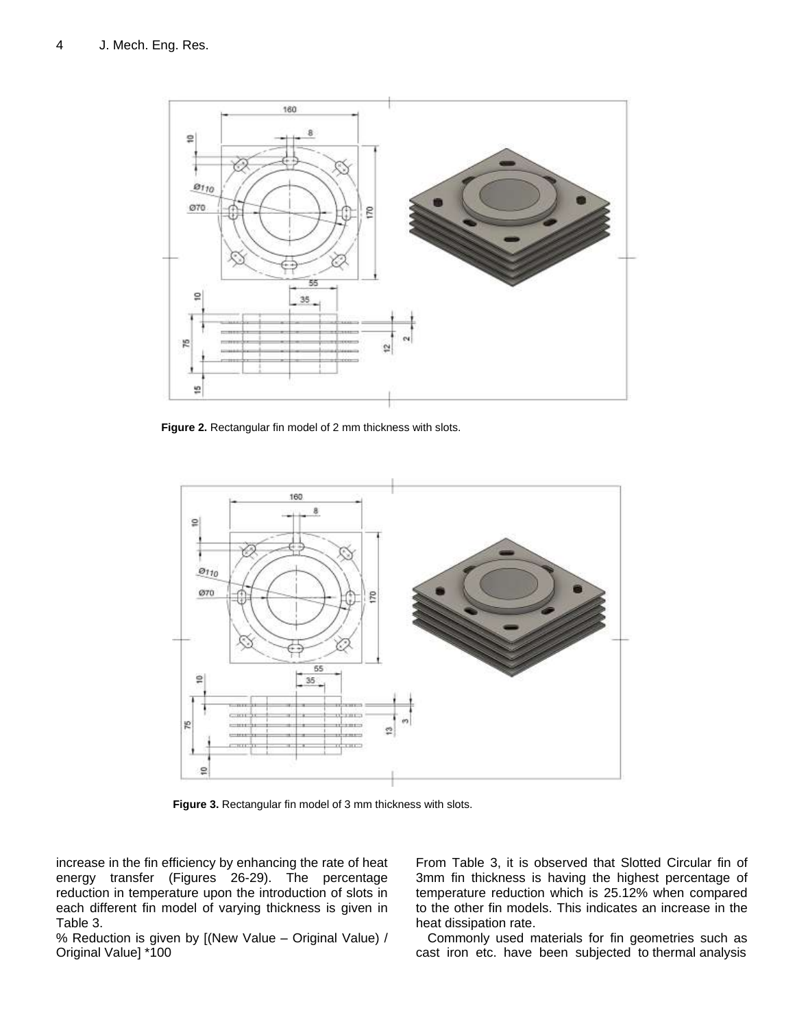Figure 2. Rectangular fin model of 2 mm thickness with slots.

Figure 3. Rectangular fin model of 3 mm thickness with slots.

increase in the fin efficiency by enhancing the rate of heat energy transfer (Figures 26-29). The percentage reduction in temperature upon the introduction of slots in each different fin model of varying thickness is given in Table 3.

% Reduction is given by [(New Value – Original Value) / Original Value] *100

From Table 3, it is observed that Slotted Circular fin of 3mm fin thickness is having the highest percentage of temperature reduction which is 25.12% when compared to the other fin models. This indicates an increase in the heat dissipation rate.

Commonly used materials for fin geometries such as cast iron etc. have been subjected to thermal analysis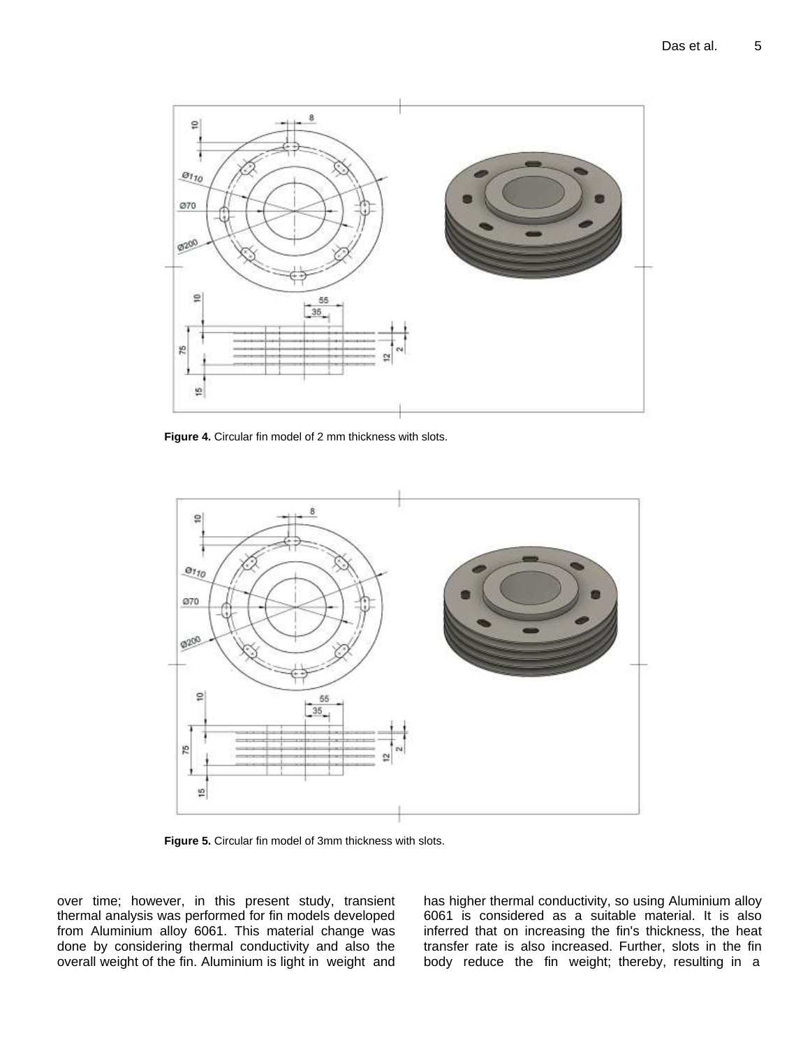**Figure 4.** Circular fin model of 2 mm thickness with slots.

**Figure 5.** Circular fin model of 3mm thickness with slots.

over time; however, in this present study, transient thermal analysis was performed for fin models developed from Aluminium alloy 6061. This material change was done by considering thermal conductivity and also the overall weight of the fin. Aluminium is light in weight and has higher thermal conductivity, so using Aluminium alloy 6061 is considered as a suitable material. It is also inferred that on increasing the fin's thickness, the heat transfer rate is also increased. Further, slots in the fin body reduce the fin weight; thereby, resulting in a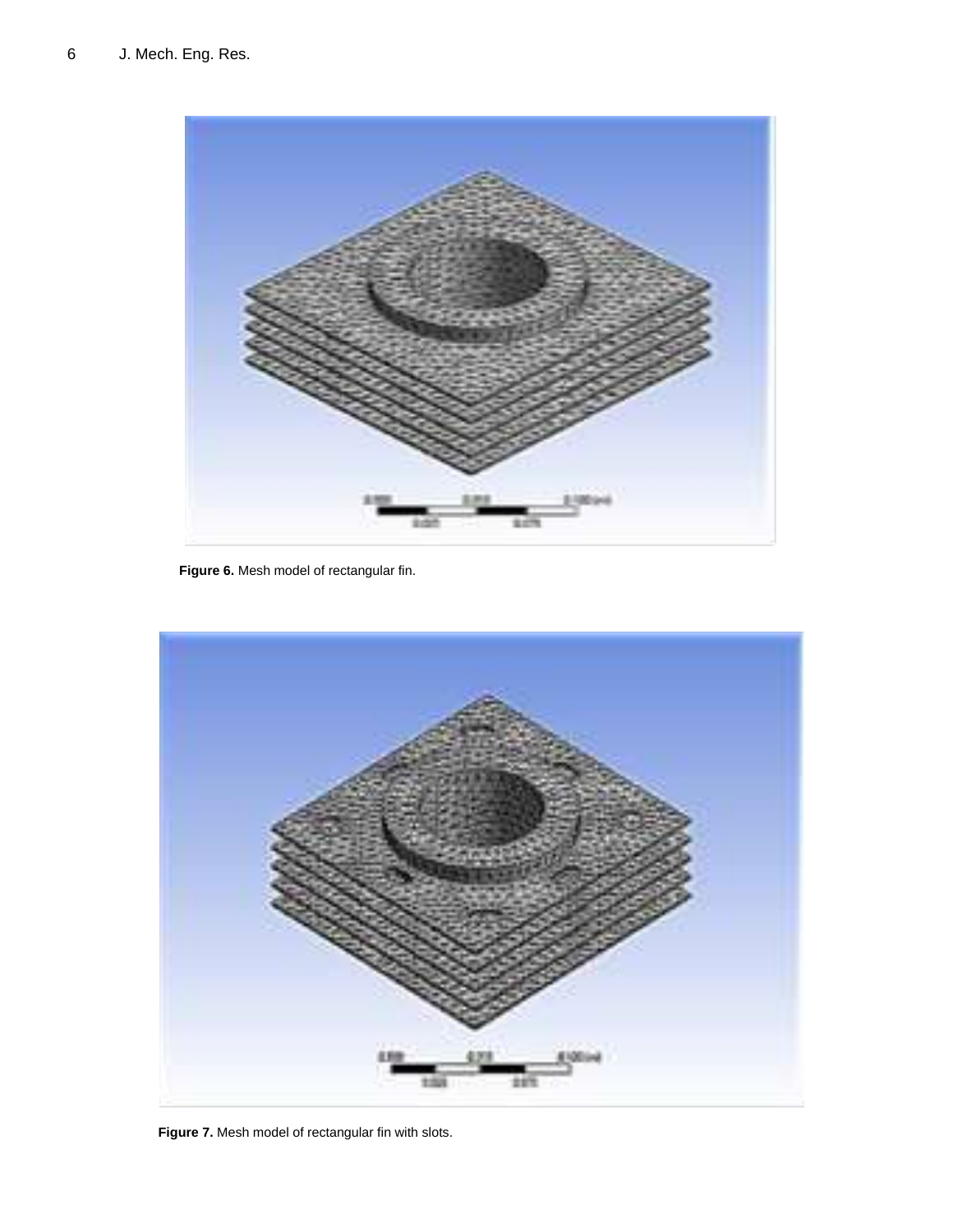**Figure 6.** Mesh model of rectangular fin.

**Figure 7.** Mesh model of rectangular fin with slots.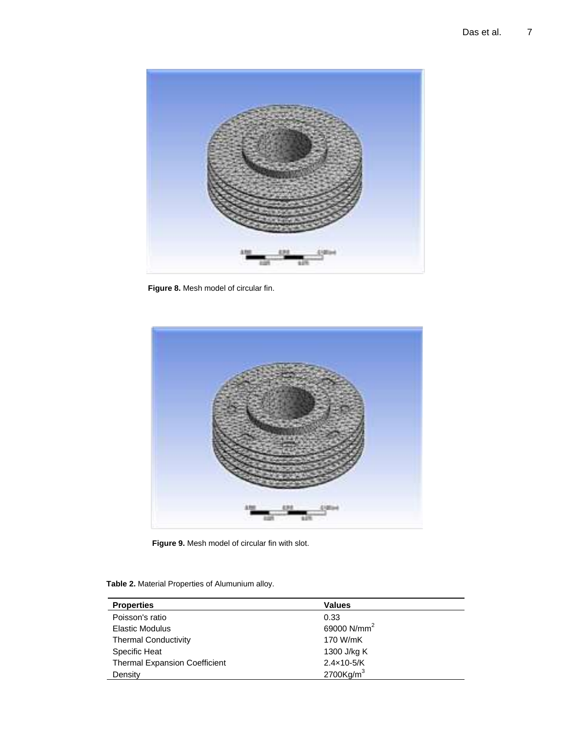**Figure 8.** Mesh model of circular fin.

**Figure 9.** Mesh model of circular fin with slot.

**Table 2.** Material Properties of Alumunium alloy.

| Properties | Values |
|---|---|
| Poisson's ratio | 0.33 |
| Elastic Modulus | 69000 $N/mm^2$ |
| Thermal Conductivity | 170 W/mK |
| Specific Heat | 1300 J/kg K |
| Thermal Expansion Coefficient | 2.4×10-5/K |
| Density | 2700$Kg/m^3$ |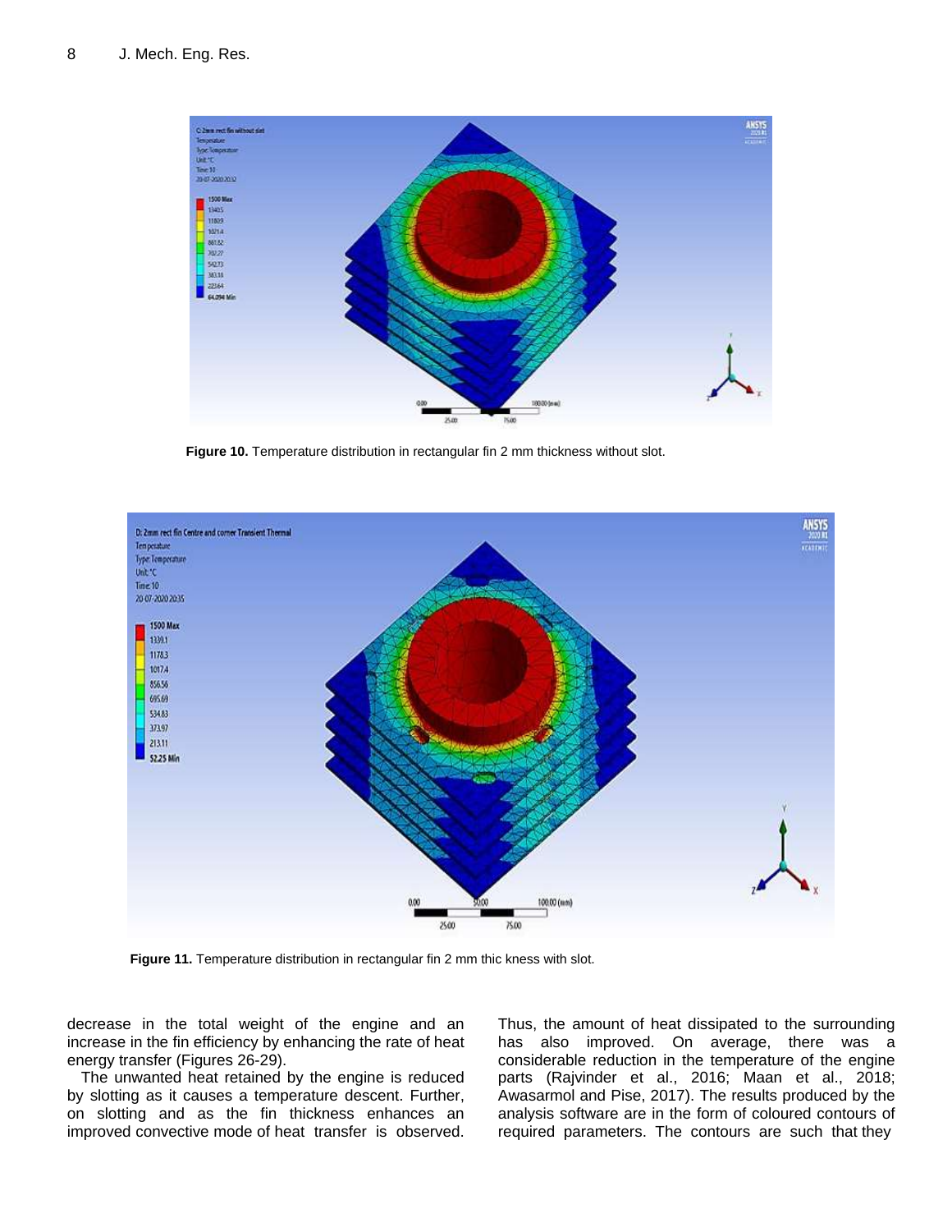Figure 10. Temperature distribution in rectangular fin 2 mm thickness without slot.

Figure 11. Temperature distribution in rectangular fin 2 mm thic kness with slot.

decrease in the total weight of the engine and an increase in the fin efficiency by enhancing the rate of heat energy transfer (Figures 26-29).

The unwanted heat retained by the engine is reduced by slotting as it causes a temperature descent. Further, on slotting and as the fin thickness enhances an improved convective mode of heat transfer is observed. Thus, the amount of heat dissipated to the surrounding has also improved. On average, there was a considerable reduction in the temperature of the engine parts (Rajvinder et al., 2016; Maan et al., 2018; Awasarmol and Pise, 2017). The results produced by the analysis software are in the form of coloured contours of required parameters. The contours are such that they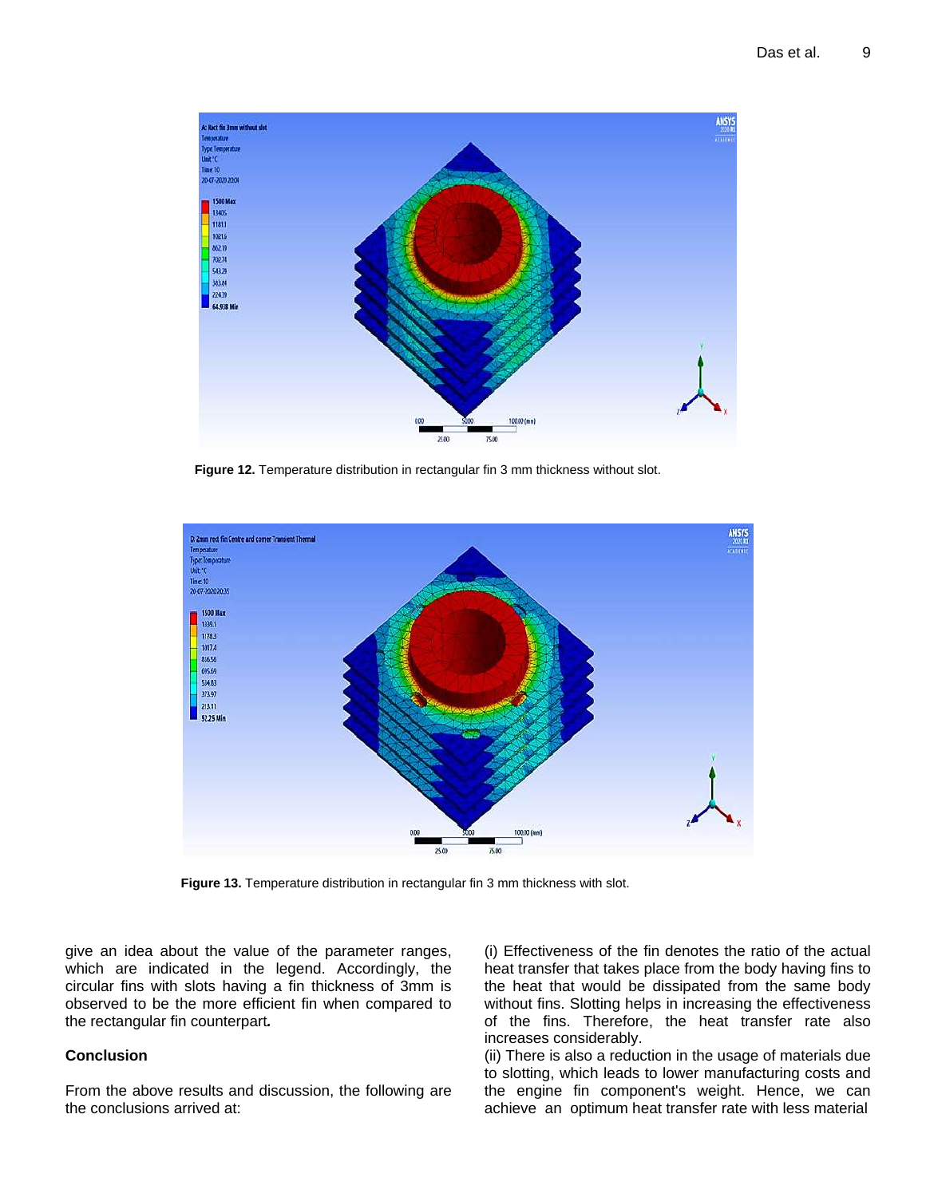Figure 12. Temperature distribution in rectangular fin 3 mm thickness without slot.

Figure 13. Temperature distribution in rectangular fin 3 mm thickness with slot.

give an idea about the value of the parameter ranges, which are indicated in the legend. Accordingly, the circular fins with slots having a fin thickness of 3mm is observed to be the more efficient fin when compared to the rectangular fin counterpart.

## Conclusion

From the above results and discussion, the following are the conclusions arrived at:

(i) Effectiveness of the fin denotes the ratio of the actual heat transfer that takes place from the body having fins to the heat that would be dissipated from the same body without fins. Slotting helps in increasing the effectiveness of the fins. Therefore, the heat transfer rate also increases considerably.

(ii) There is also a reduction in the usage of materials due to slotting, which leads to lower manufacturing costs and the engine fin component's weight. Hence, we can achieve an optimum heat transfer rate with less material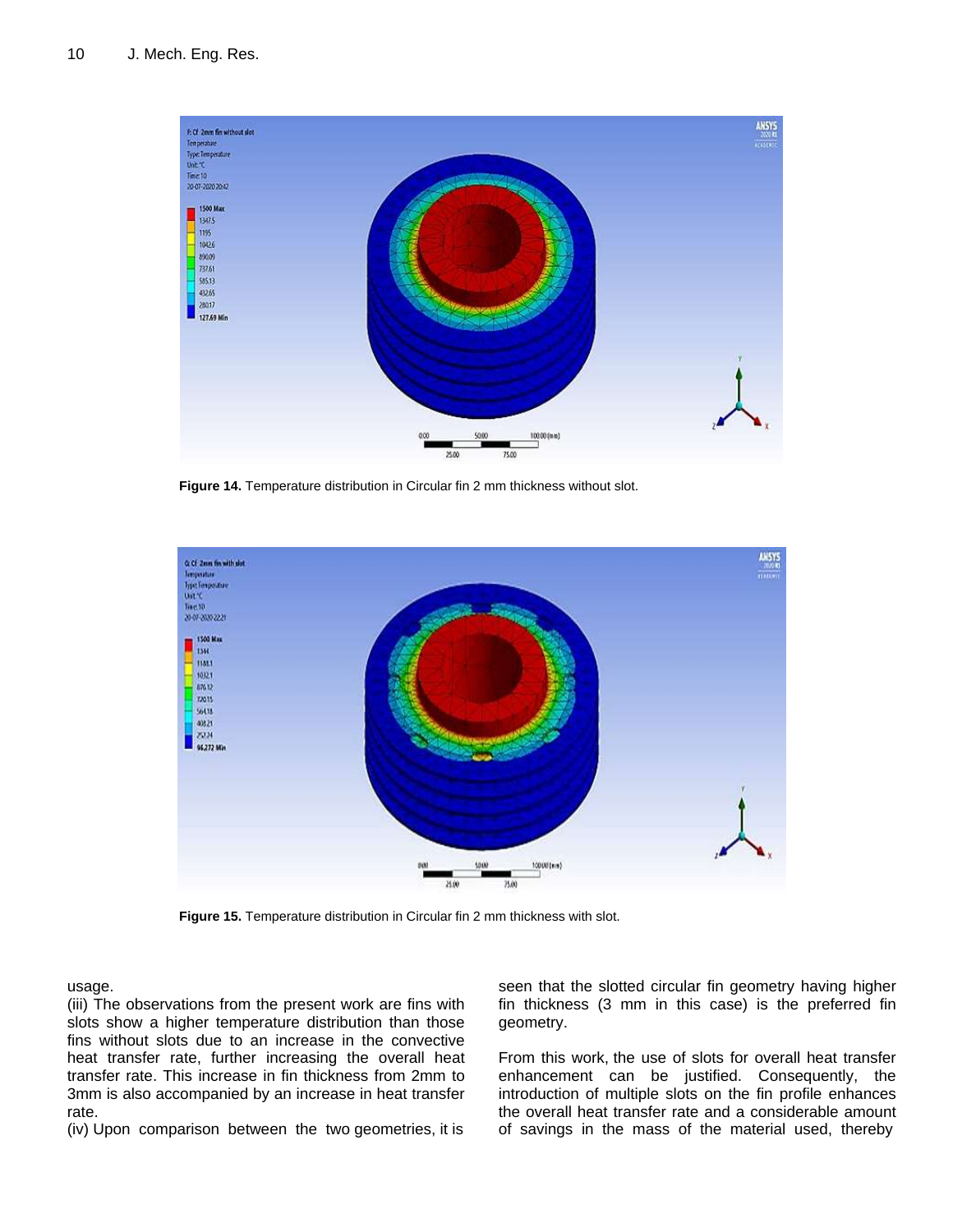**Figure 14.** Temperature distribution in Circular fin 2 mm thickness without slot.

**Figure 15.** Temperature distribution in Circular fin 2 mm thickness with slot.

usage.

(iii) The observations from the present work are fins with slots show a higher temperature distribution than those fins without slots due to an increase in the convective heat transfer rate, further increasing the overall heat transfer rate. This increase in fin thickness from 2mm to 3mm is also accompanied by an increase in heat transfer rate.

(iv) Upon comparison between the two geometries, it is seen that the slotted circular fin geometry having higher fin thickness (3 mm in this case) is the preferred fin geometry.

From this work, the use of slots for overall heat transfer enhancement can be justified. Consequently, the introduction of multiple slots on the fin profile enhances the overall heat transfer rate and a considerable amount of savings in the mass of the material used, thereby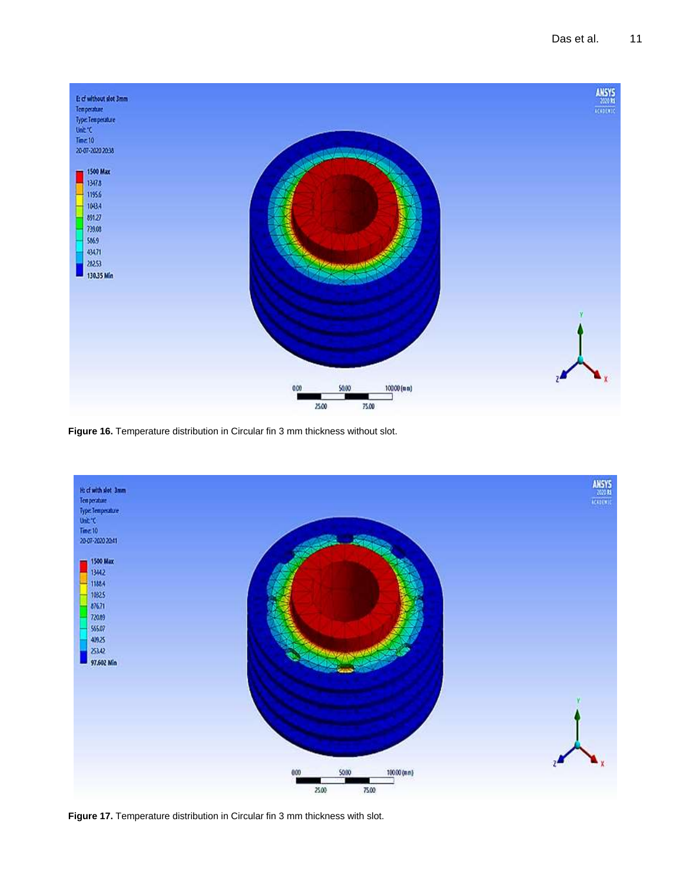**Figure 16.** Temperature distribution in Circular fin 3 mm thickness without slot.

**Figure 17.** Temperature distribution in Circular fin 3 mm thickness with slot.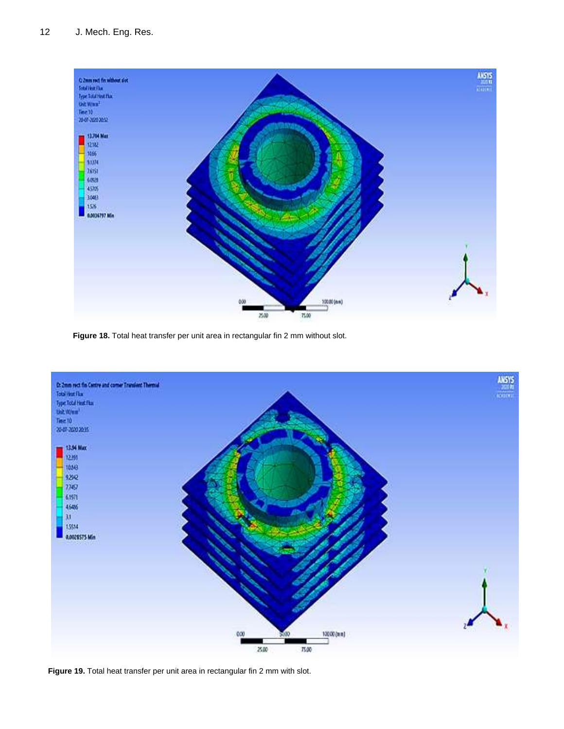**Figure 18.** Total heat transfer per unit area in rectangular fin 2 mm without slot.

**Figure 19.** Total heat transfer per unit area in rectangular fin 2 mm with slot.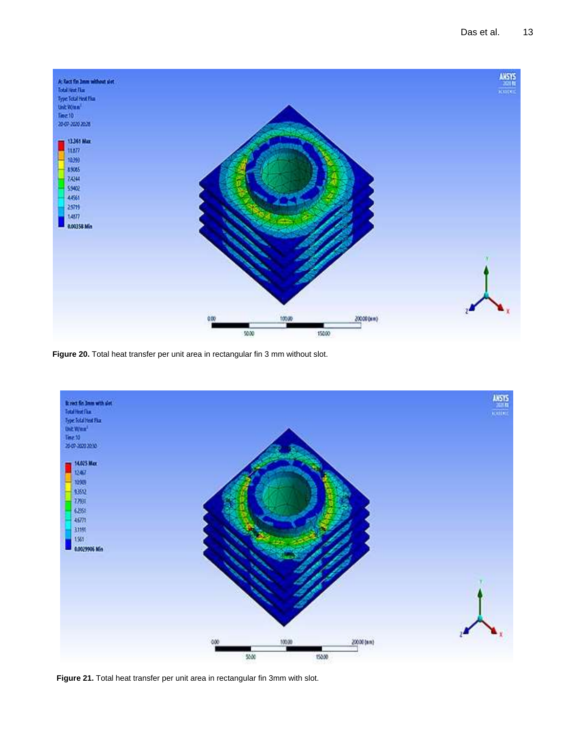**Figure 20.** Total heat transfer per unit area in rectangular fin 3 mm without slot.

**Figure 21.** Total heat transfer per unit area in rectangular fin 3mm with slot.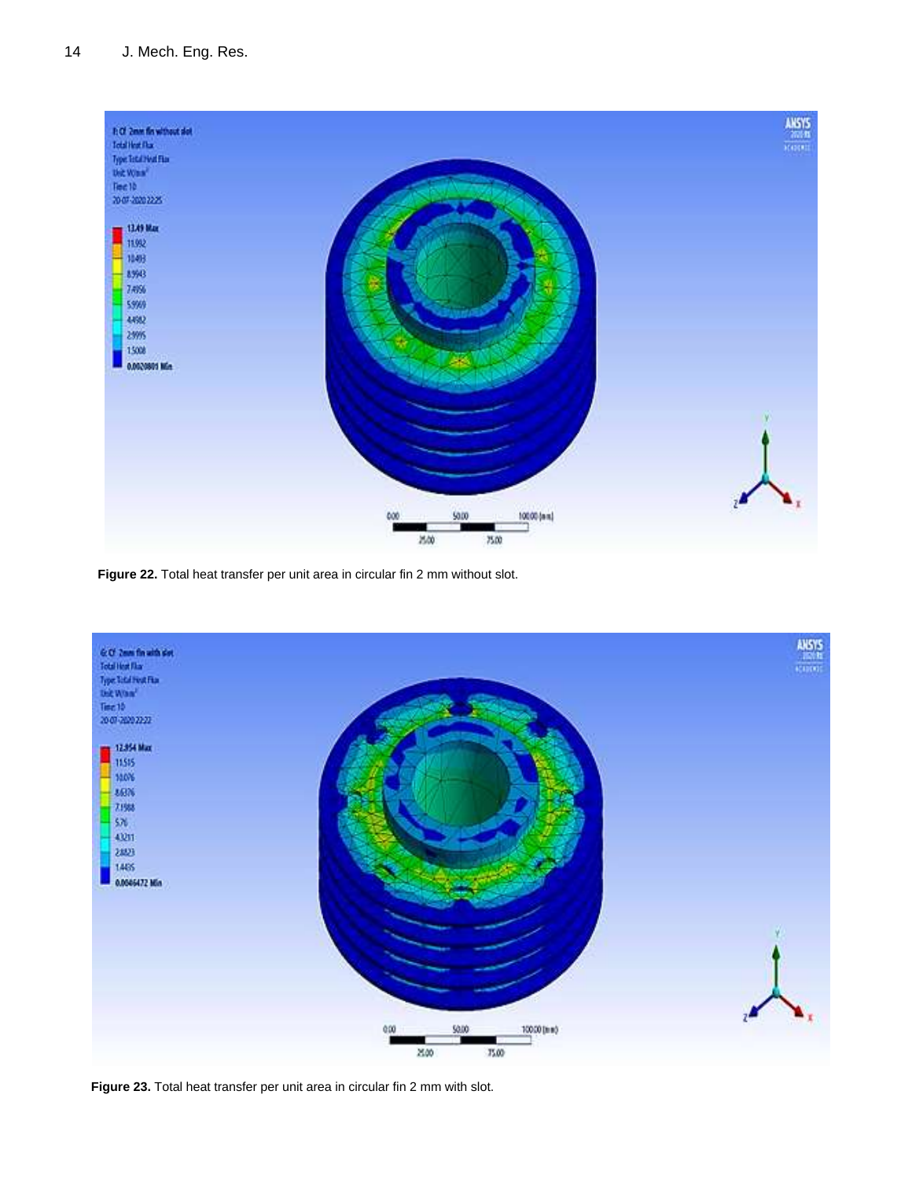**Figure 22.** Total heat transfer per unit area in circular fin 2 mm without slot.

**Figure 23.** Total heat transfer per unit area in circular fin 2 mm with slot.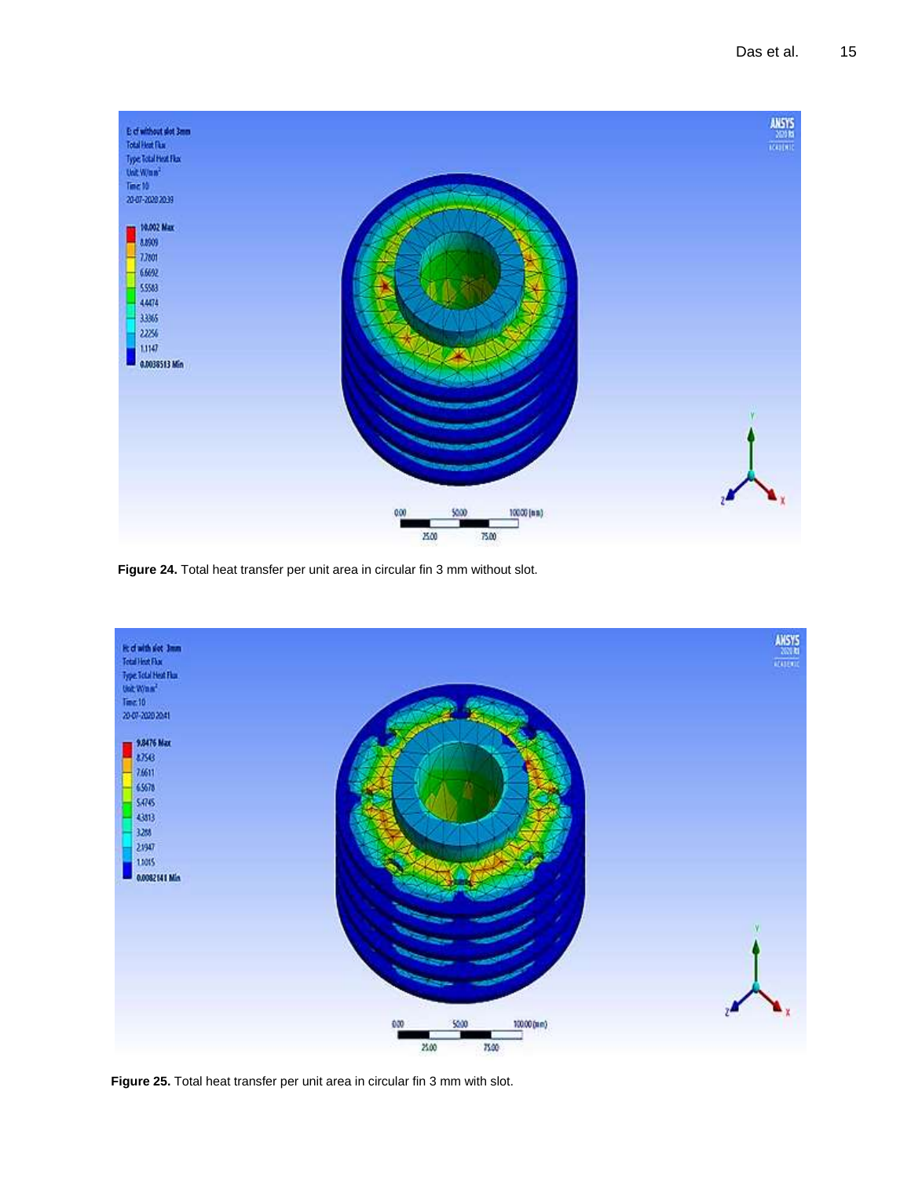**Figure 24.** Total heat transfer per unit area in circular fin 3 mm without slot.

**Figure 25.** Total heat transfer per unit area in circular fin 3 mm with slot.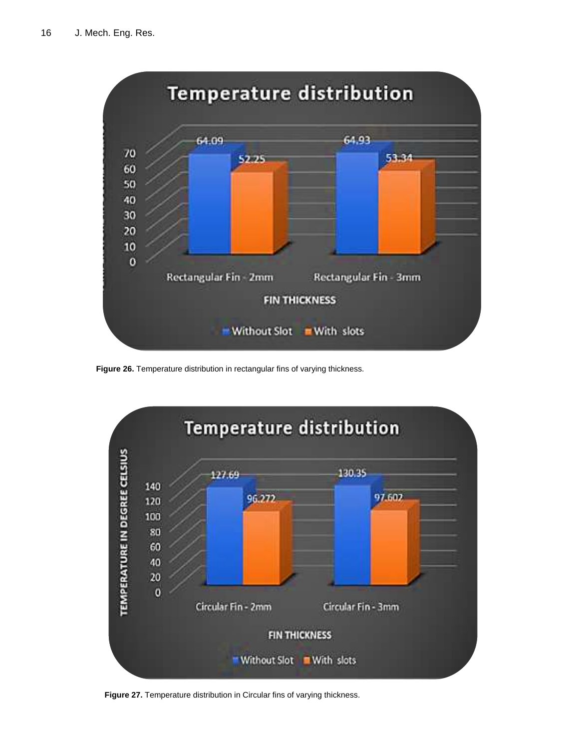Figure 26. Temperature distribution in rectangular fins of varying thickness.

Figure 27. Temperature distribution in Circular fins of varying thickness.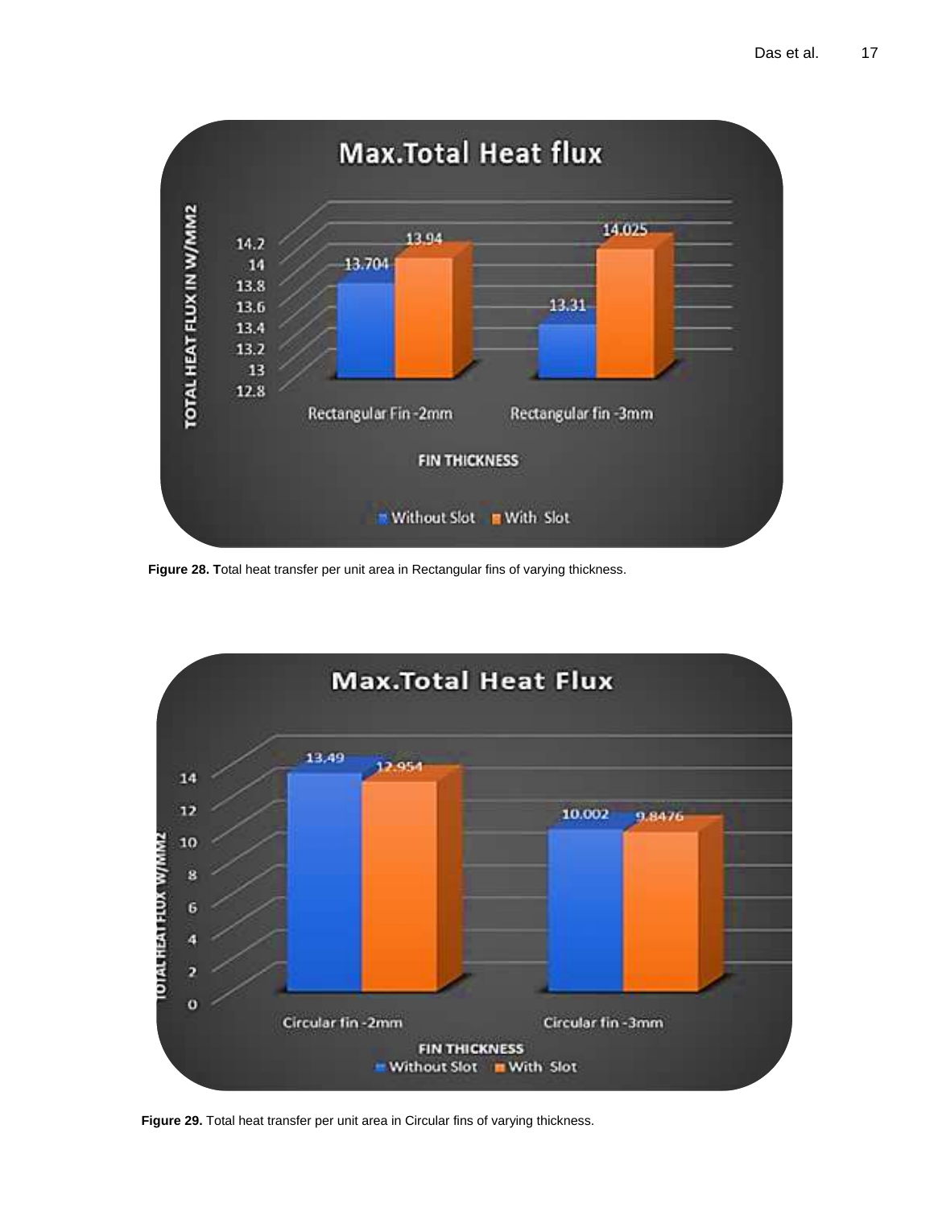**Figure 28.** Total heat transfer per unit area in Rectangular fins of varying thickness.

**Figure 29.** Total heat transfer per unit area in Circular fins of varying thickness.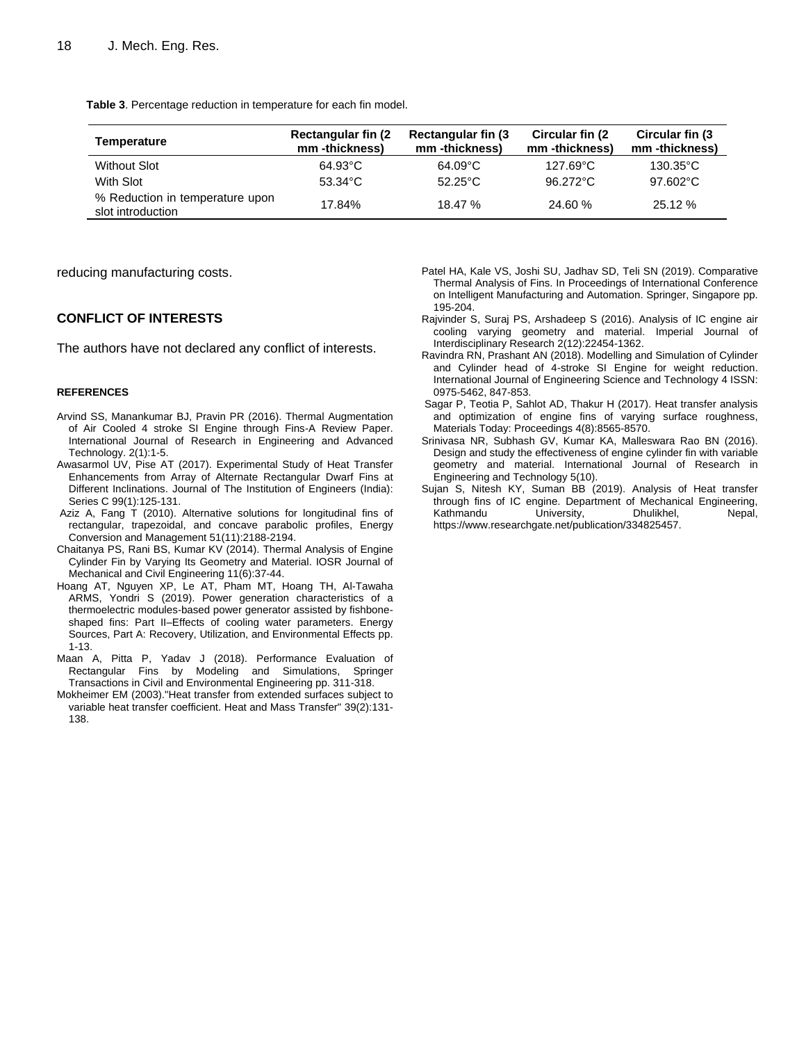**Table 3**. Percentage reduction in temperature for each fin model.

| Temperature | Rectangular fin (2 mm -thickness) | Rectangular fin (3 mm -thickness) | Circular fin (2 mm -thickness) | Circular fin (3 mm -thickness) |
|---|---|---|---|---|
| Without Slot | 64.93°C | 64.09°C | 127.69°C | 130.35°C |
| With Slot | 53.34°C | 52.25°C | 96.272°C | 97.602°C |
| % Reduction in temperature upon slot introduction | 17.84% | 18.47 % | 24.60 % | 25.12 % |

reducing manufacturing costs.

## CONFLICT OF INTERESTS

The authors have not declared any conflict of interests.

## REFERENCES

Arvind SS, Manankumar BJ, Pravin PR (2016). Thermal Augmentation of Air Cooled 4 stroke SI Engine through Fins-A Review Paper. International Journal of Research in Engineering and Advanced Technology. 2(1):1-5.

Awasarmol UV, Pise AT (2017). Experimental Study of Heat Transfer Enhancements from Array of Alternate Rectangular Dwarf Fins at Different Inclinations. Journal of The Institution of Engineers (India): Series C 99(1):125-131.

Aziz A, Fang T (2010). Alternative solutions for longitudinal fins of rectangular, trapezoidal, and concave parabolic profiles, Energy Conversion and Management 51(11):2188-2194.

Chaitanya PS, Rani BS, Kumar KV (2014). Thermal Analysis of Engine Cylinder Fin by Varying Its Geometry and Material. IOSR Journal of Mechanical and Civil Engineering 11(6):37-44.

Hoang AT, Nguyen XP, Le AT, Pham MT, Hoang TH, Al-Tawaha ARMS, Yondri S (2019). Power generation characteristics of a thermoelectric modules-based power generator assisted by fishbone-shaped fins: Part II–Effects of cooling water parameters. Energy Sources, Part A: Recovery, Utilization, and Environmental Effects pp. 1-13.

Maan A, Pitta P, Yadav J (2018). Performance Evaluation of Rectangular Fins by Modeling and Simulations, Springer Transactions in Civil and Environmental Engineering pp. 311-318.

Mokheimer EM (2003)."Heat transfer from extended surfaces subject to variable heat transfer coefficient. Heat and Mass Transfer" 39(2):131-138.

Patel HA, Kale VS, Joshi SU, Jadhav SD, Teli SN (2019). Comparative Thermal Analysis of Fins. In Proceedings of International Conference on Intelligent Manufacturing and Automation. Springer, Singapore pp. 195-204.

Rajvinder S, Suraj PS, Arshadeep S (2016). Analysis of IC engine air cooling varying geometry and material. Imperial Journal of Interdisciplinary Research 2(12):22454-1362.

Ravindra RN, Prashant AN (2018). Modelling and Simulation of Cylinder and Cylinder head of 4-stroke SI Engine for weight reduction. International Journal of Engineering Science and Technology 4 ISSN: 0975-5462, 847-853.

Sagar P, Teotia P, Sahlot AD, Thakur H (2017). Heat transfer analysis and optimization of engine fins of varying surface roughness, Materials Today: Proceedings 4(8):8565-8570.

Srinivasa NR, Subhash GV, Kumar KA, Malleswara Rao BN (2016). Design and study the effectiveness of engine cylinder fin with variable geometry and material. International Journal of Research in Engineering and Technology 5(10).

Sujan S, Nitesh KY, Suman BB (2019). Analysis of Heat transfer through fins of IC engine. Department of Mechanical Engineering, Kathmandu University, Dhulikhel, Nepal, https://www.researchgate.net/publication/334825457.